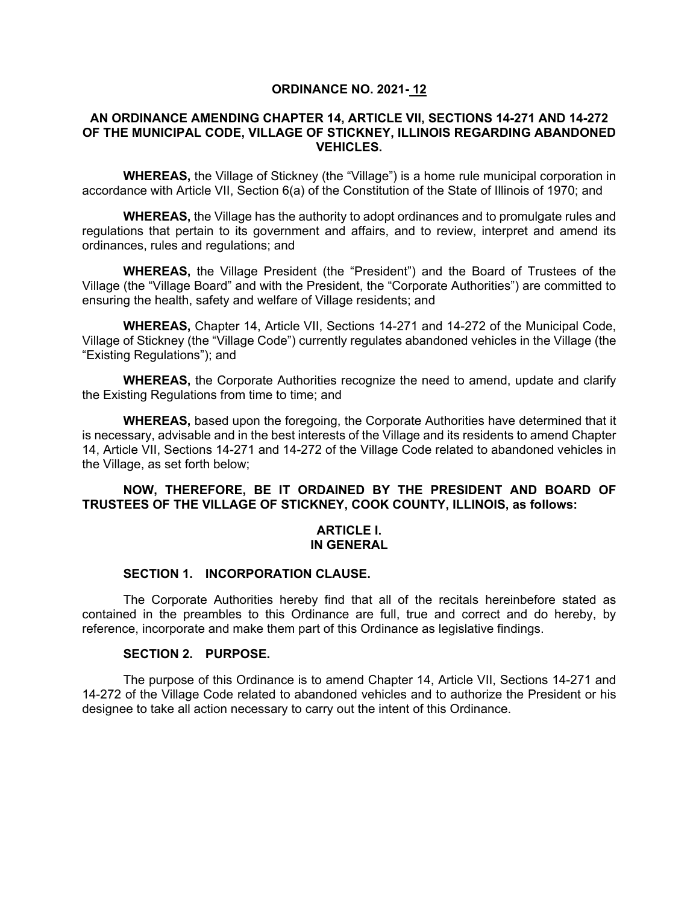# ORDINANCE NO. 2021- 12

## AN ORDINANCE AMENDING CHAPTER 14, ARTICLE VII, SECTIONS 14-271 AND 14-272 OF THE MUNICIPAL CODE, VILLAGE OF STICKNEY, ILLINOIS REGARDING ABANDONED VEHICLES.

**WHEREAS,** the Village of Stickney (the "Village") is a home rule municipal corporation in accordance with Article VII, Section 6(a) of the Constitution of the State of Illinois of 1970; and

**WHEREAS,** the Village has the authority to adopt ordinances and to promulgate rules and regulations that pertain to its government and affairs, and to review, interpret and amend its ordinances, rules and regulations; and

**WHEREAS,** the Village President (the "President") and the Board of Trustees of the Village (the "Village Board" and with the President, the "Corporate Authorities") are committed to ensuring the health, safety and welfare of Village residents; and

**WHEREAS,** Chapter 14, Article VII, Sections 14-271 and 14-272 of the Municipal Code, Village of Stickney (the "Village Code") currently regulates abandoned vehicles in the Village (the "Existing Regulations"); and

**WHEREAS,** the Corporate Authorities recognize the need to amend, update and clarify the Existing Regulations from time to time; and

**WHEREAS,** based upon the foregoing, the Corporate Authorities have determined that it is necessary, advisable and in the best interests of the Village and its residents to amend Chapter 14, Article VII, Sections 14-271 and 14-272 of the Village Code related to abandoned vehicles in the Village, as set forth below;

**NOW, THEREFORE, BE IT ORDAINED BY THE PRESIDENT AND BOARD OF TRUSTEES OF THE VILLAGE OF STICKNEY, COOK COUNTY, ILLINOIS, as follows:**

## ARTICLE I.
## IN GENERAL

### SECTION 1. INCORPORATION CLAUSE.

The Corporate Authorities hereby find that all of the recitals hereinbefore stated as contained in the preambles to this Ordinance are full, true and correct and do hereby, by reference, incorporate and make them part of this Ordinance as legislative findings.

### SECTION 2. PURPOSE.

The purpose of this Ordinance is to amend Chapter 14, Article VII, Sections 14-271 and 14-272 of the Village Code related to abandoned vehicles and to authorize the President or his designee to take all action necessary to carry out the intent of this Ordinance.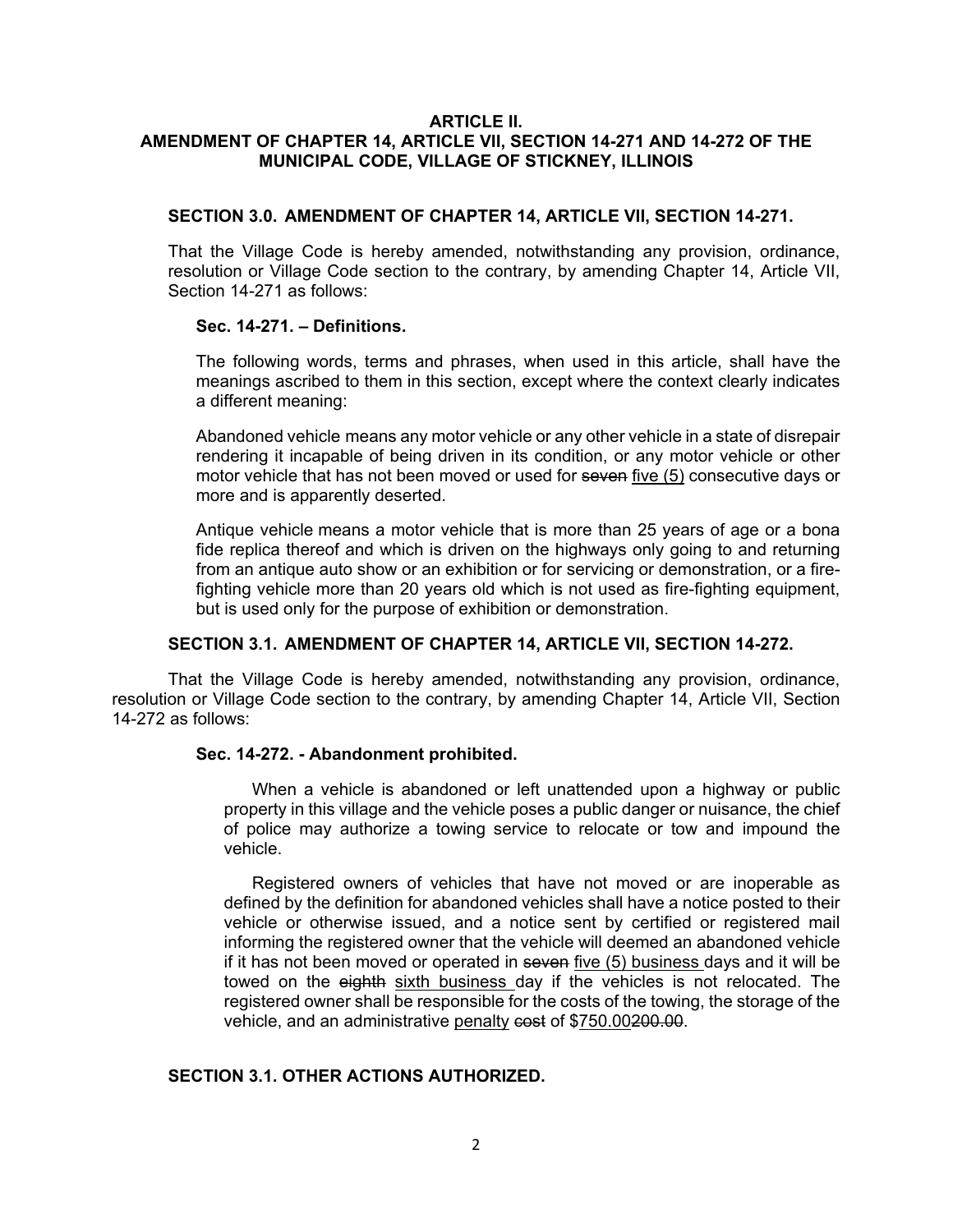**ARTICLE II.**
**AMENDMENT OF CHAPTER 14, ARTICLE VII, SECTION 14-271 AND 14-272 OF THE MUNICIPAL CODE, VILLAGE OF STICKNEY, ILLINOIS**

**SECTION 3.0. AMENDMENT OF CHAPTER 14, ARTICLE VII, SECTION 14-271.**

That the Village Code is hereby amended, notwithstanding any provision, ordinance, resolution or Village Code section to the contrary, by amending Chapter 14, Article VII, Section 14-271 as follows:

**Sec. 14-271. – Definitions.**

The following words, terms and phrases, when used in this article, shall have the meanings ascribed to them in this section, except where the context clearly indicates a different meaning:

Abandoned vehicle means any motor vehicle or any other vehicle in a state of disrepair rendering it incapable of being driven in its condition, or any motor vehicle or other motor vehicle that has not been moved or used for ~~seven~~ <u>five (5)</u> consecutive days or more and is apparently deserted.

Antique vehicle means a motor vehicle that is more than 25 years of age or a bona fide replica thereof and which is driven on the highways only going to and returning from an antique auto show or an exhibition or for servicing or demonstration, or a fire-fighting vehicle more than 20 years old which is not used as fire-fighting equipment, but is used only for the purpose of exhibition or demonstration.

**SECTION 3.1. AMENDMENT OF CHAPTER 14, ARTICLE VII, SECTION 14-272.**

That the Village Code is hereby amended, notwithstanding any provision, ordinance, resolution or Village Code section to the contrary, by amending Chapter 14, Article VII, Section 14-272 as follows:

**Sec. 14-272. - Abandonment prohibited.**

When a vehicle is abandoned or left unattended upon a highway or public property in this village and the vehicle poses a public danger or nuisance, the chief of police may authorize a towing service to relocate or tow and impound the vehicle.

Registered owners of vehicles that have not moved or are inoperable as defined by the definition for abandoned vehicles shall have a notice posted to their vehicle or otherwise issued, and a notice sent by certified or registered mail informing the registered owner that the vehicle will deemed an abandoned vehicle if it has not been moved or operated in ~~seven~~ <u>five (5) business</u> days and it will be towed on the ~~eighth~~ <u>sixth business</u> day if the vehicles is not relocated. The registered owner shall be responsible for the costs of the towing, the storage of the vehicle, and an administrative <u>penalty</u> ~~cost~~ of $<u>750.00</u>~~200.00~~.

**SECTION 3.1. OTHER ACTIONS AUTHORIZED.**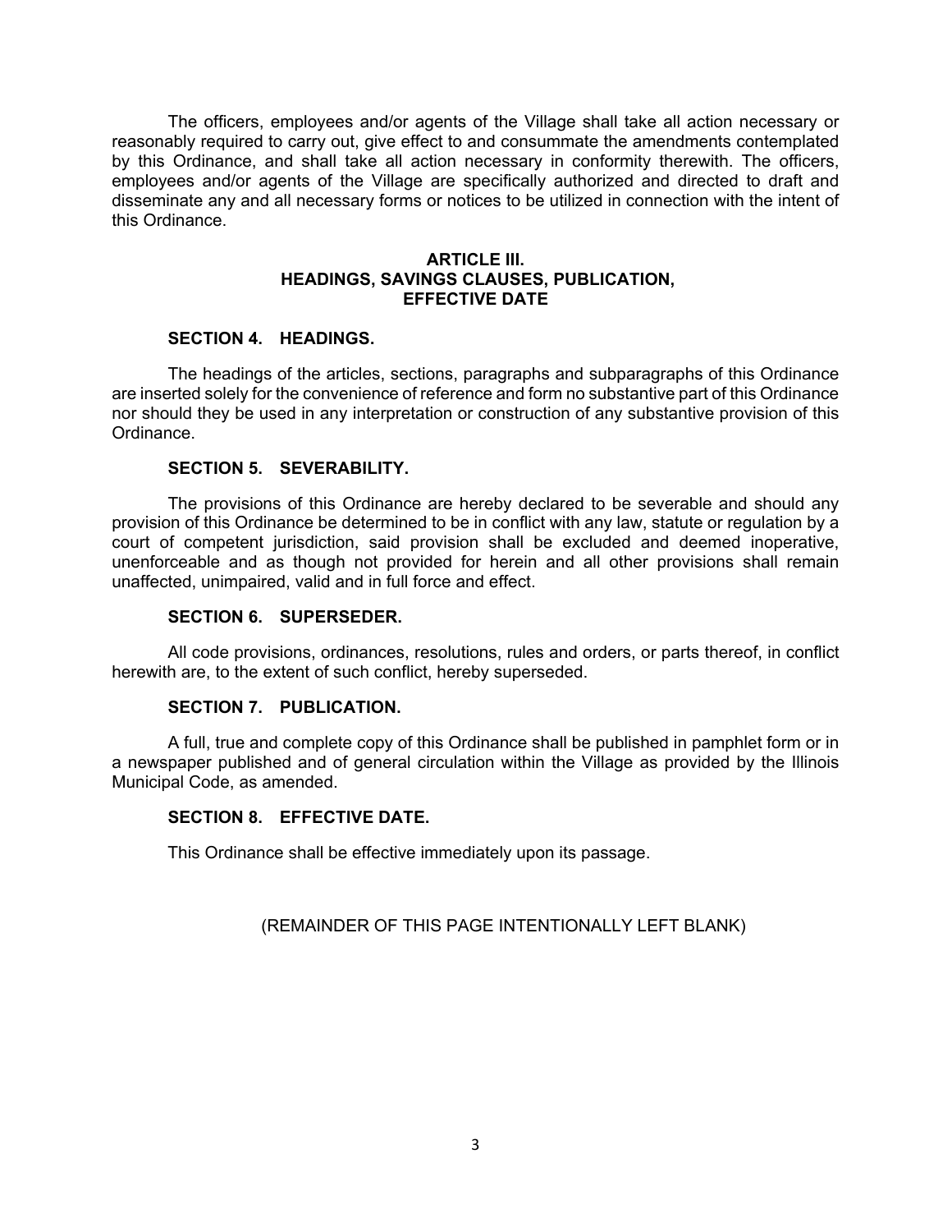The officers, employees and/or agents of the Village shall take all action necessary or reasonably required to carry out, give effect to and consummate the amendments contemplated by this Ordinance, and shall take all action necessary in conformity therewith. The officers, employees and/or agents of the Village are specifically authorized and directed to draft and disseminate any and all necessary forms or notices to be utilized in connection with the intent of this Ordinance.

## ARTICLE III.
## HEADINGS, SAVINGS CLAUSES, PUBLICATION, EFFECTIVE DATE

### SECTION 4. HEADINGS.

The headings of the articles, sections, paragraphs and subparagraphs of this Ordinance are inserted solely for the convenience of reference and form no substantive part of this Ordinance nor should they be used in any interpretation or construction of any substantive provision of this Ordinance.

### SECTION 5. SEVERABILITY.

The provisions of this Ordinance are hereby declared to be severable and should any provision of this Ordinance be determined to be in conflict with any law, statute or regulation by a court of competent jurisdiction, said provision shall be excluded and deemed inoperative, unenforceable and as though not provided for herein and all other provisions shall remain unaffected, unimpaired, valid and in full force and effect.

### SECTION 6. SUPERSEDER.

All code provisions, ordinances, resolutions, rules and orders, or parts thereof, in conflict herewith are, to the extent of such conflict, hereby superseded.

### SECTION 7. PUBLICATION.

A full, true and complete copy of this Ordinance shall be published in pamphlet form or in a newspaper published and of general circulation within the Village as provided by the Illinois Municipal Code, as amended.

### SECTION 8. EFFECTIVE DATE.

This Ordinance shall be effective immediately upon its passage.

(REMAINDER OF THIS PAGE INTENTIONALLY LEFT BLANK)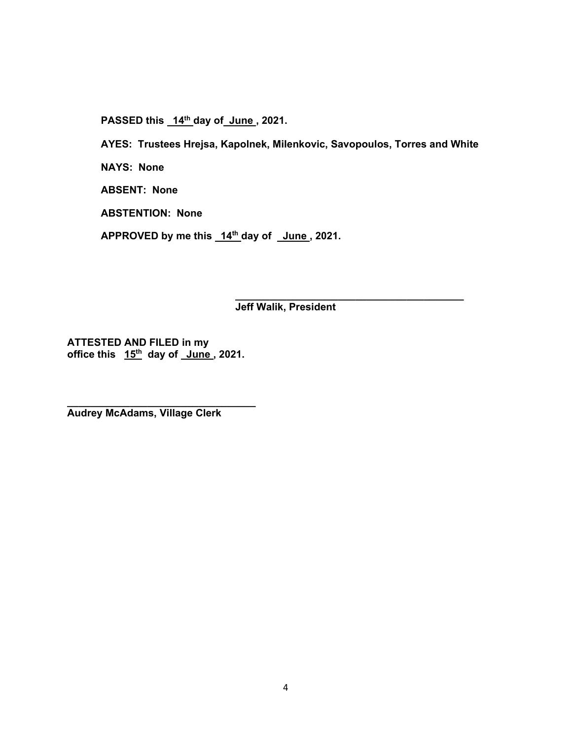**PASSED this 14th day of June, 2021.**

**AYES: Trustees Hrejsa, Kapolnek, Milenkovic, Savopoulos, Torres and White**

**NAYS: None**

**ABSENT: None**

**ABSTENTION: None**

**APPROVED by me this 14th day of June, 2021.**

\_\_\_\_\_\_\_\_\_\_\_\_\_\_\_\_\_\_\_\_\_\_\_\_\_\_\_\_\_\_\_\_\_\_\_\_\_\_\_\_\_\_
**Jeff Walik, President**

**ATTESTED AND FILED in my office this 15th day of June, 2021.**

\_\_\_\_\_\_\_\_\_\_\_\_\_\_\_\_\_\_\_\_\_\_\_\_\_\_\_\_\_\_\_\_\_\_\_
**Audrey McAdams, Village Clerk**